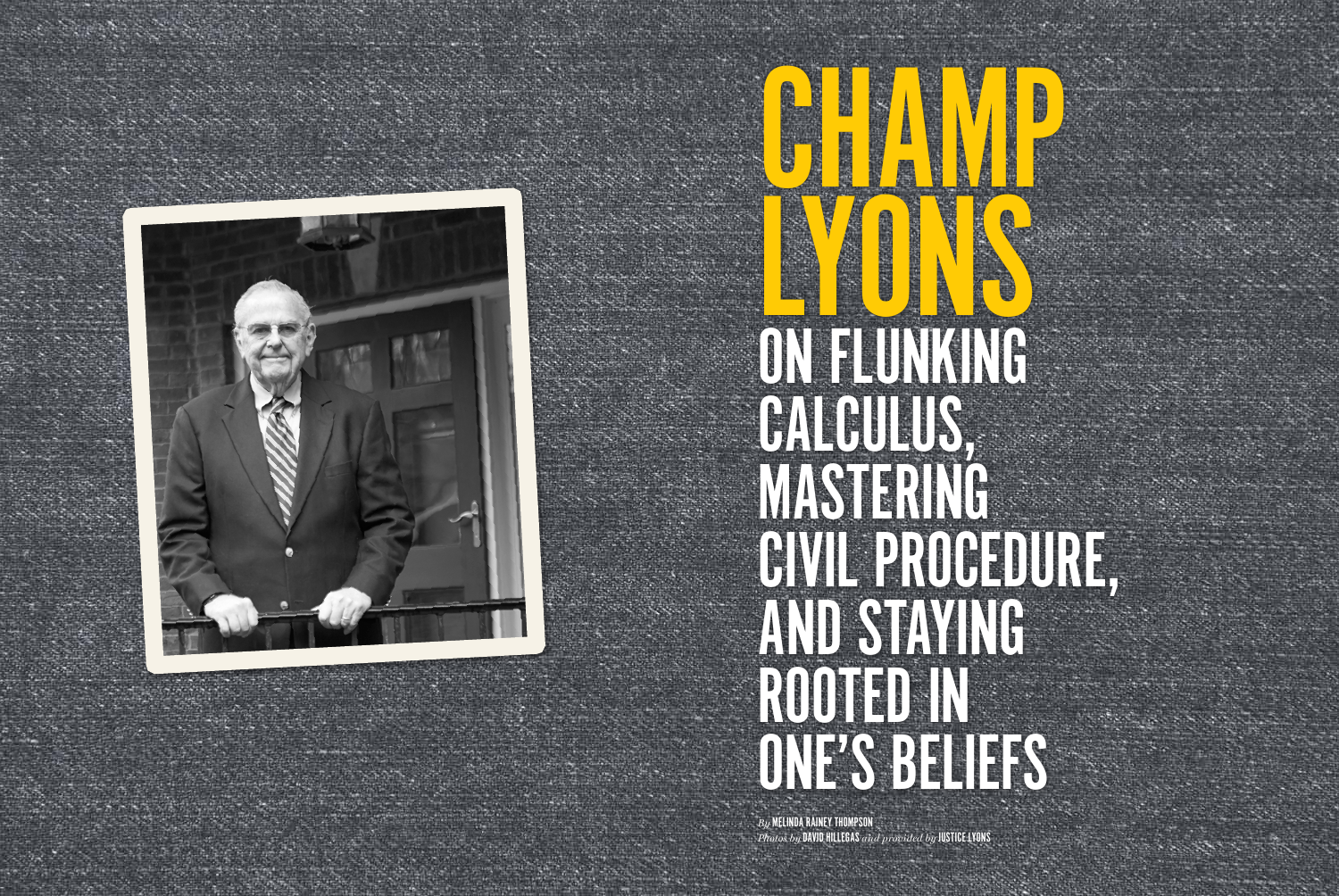# CHAMP LYONS

## ON FLUNKING CALCULUS, MASTERING CIVIL PROCEDURE, AND STAYING ROOTED IN ONE'S BELIEFS

*By* **MELINDA RAINEY THOMPSON**
*Photos by* **DAVID HILLEGAS** *and provided by* **JUSTICE LYONS**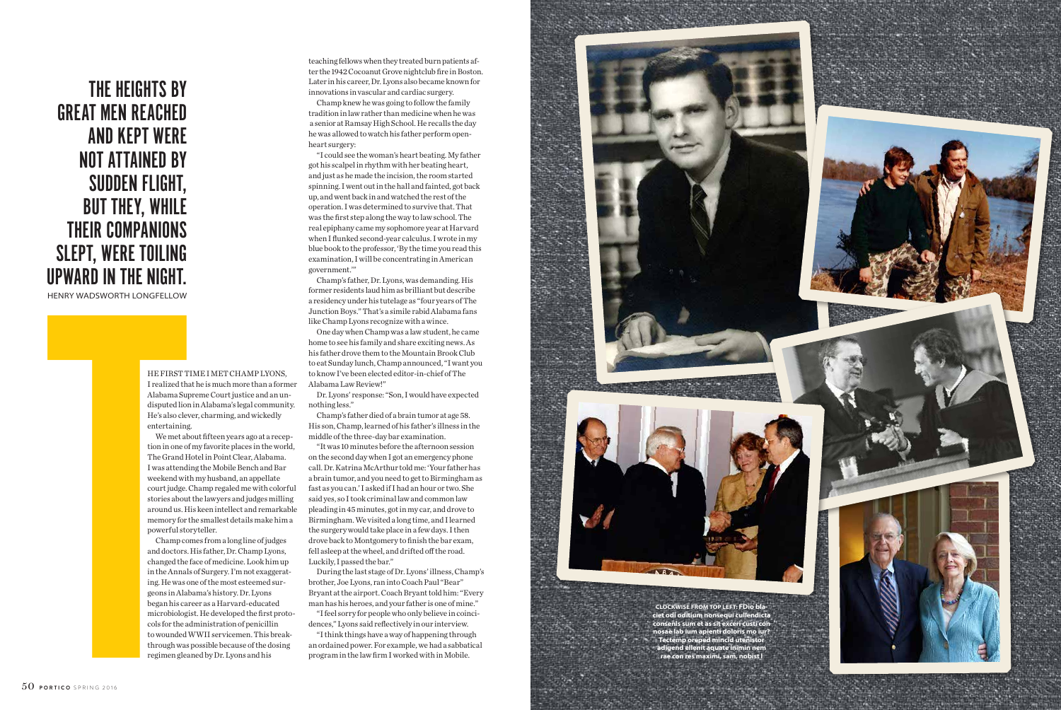# THE HEIGHTS BY GREAT MEN REACHED AND KEPT WERE NOT ATTAINED BY SUDDEN FLIGHT, BUT THEY, WHILE THEIR COMPANIONS SLEPT, WERE TOILING UPWARD IN THE NIGHT.

HENRY WADSWORTH LONGFELLOW

THE FIRST TIME I MET CHAMP LYONS, I realized that he is much more than a former Alabama Supreme Court justice and an undisputed lion in Alabama's legal community. He's also clever, charming, and wickedly entertaining.

We met about fifteen years ago at a reception in one of my favorite places in the world, The Grand Hotel in Point Clear, Alabama. I was attending the Mobile Bench and Bar weekend with my husband, an appellate court judge. Champ regaled me with colorful stories about the lawyers and judges milling around us. His keen intellect and remarkable memory for the smallest details make him a powerful storyteller.

Champ comes from a long line of judges and doctors. His father, Dr. Champ Lyons, changed the face of medicine. Look him up in the Annals of Surgery. I'm not exaggerating. He was one of the most esteemed surgeons in Alabama's history. Dr. Lyons began his career as a Harvard-educated microbiologist. He developed the first protocols for the administration of penicillin to wounded WWII servicemen. This breakthrough was possible because of the dosing regimen gleaned by Dr. Lyons and his teaching fellows when they treated burn patients after the 1942 Cocoanut Grove nightclub fire in Boston. Later in his career, Dr. Lyons also became known for innovations in vascular and cardiac surgery.

Champ knew he was going to follow the family tradition in law rather than medicine when he was a senior at Ramsay High School. He recalls the day he was allowed to watch his father perform open-heart surgery:

"I could see the woman's heart beating. My father got his scalpel in rhythm with her beating heart, and just as he made the incision, the room started spinning. I went out in the hall and fainted, got back up, and went back in and watched the rest of the operation. I was determined to survive that. That was the first step along the way to law school. The real epiphany came my sophomore year at Harvard when I flunked second-year calculus. I wrote in my blue book to the professor, 'By the time you read this examination, I will be concentrating in American government.'"

Champ's father, Dr. Lyons, was demanding. His former residents laud him as brilliant but describe a residency under his tutelage as "four years of The Junction Boys." That's a simile rabid Alabama fans like Champ Lyons recognize with a wince.

One day when Champ was a law student, he came home to see his family and share exciting news. As his father drove them to the Mountain Brook Club to eat Sunday lunch, Champ announced, "I want you to know I've been elected editor-in-chief of The Alabama Law Review!"

Dr. Lyons' response: "Son, I would have expected nothing less."

Champ's father died of a brain tumor at age 58. His son, Champ, learned of his father's illness in the middle of the three-day bar examination.

"It was 10 minutes before the afternoon session on the second day when I got an emergency phone call. Dr. Katrina McArthur told me: 'Your father has a brain tumor, and you need to get to Birmingham as fast as you can.' I asked if I had an hour or two. She said yes, so I took criminal law and common law pleading in 45 minutes, got in my car, and drove to Birmingham. We visited a long time, and I learned the surgery would take place in a few days. I then drove back to Montgomery to finish the bar exam, fell asleep at the wheel, and drifted off the road. Luckily, I passed the bar."

During the last stage of Dr. Lyons' illness, Champ's brother, Joe Lyons, ran into Coach Paul "Bear" Bryant at the airport. Coach Bryant told him: "Every man has his heroes, and your father is one of mine."

"I feel sorry for people who only believe in coincidences," Lyons said reflectively in our interview.

"I think things have a way of happening through an ordained power. For example, we had a sabbatical program in the law firm I worked with in Mobile.

CLOCKWISE FROM TOP LEFT: FDio blaciet odi oditium nonsequi cullendicta consenis sum et as sit exceri custi con nosae lab ium apienti doloris mo iur? Tectemp oreped mincid utenistor adigend ellenit aquate inimin nem rae con res maximi, sam, nobist I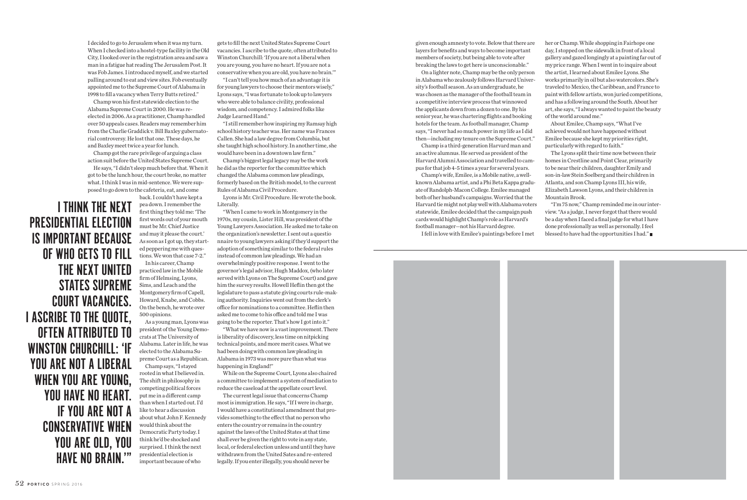I decided to go to Jerusalem when it was my turn. When I checked into a hostel-type facility in the Old City, I looked over in the registration area and saw a man in a fatigue hat reading The Jerusalem Post. It was Fob James. I introduced myself, and we started palling around to eat and view sites. Fob eventually appointed me to the Supreme Court of Alabama in 1998 to fill a vacancy when Terry Butts retired."

Champ won his first statewide election to the Alabama Supreme Court in 2000. He was re-elected in 2006. As a practitioner, Champ handled over 50 appeals cases. Readers may remember him from the Charlie Graddick v. Bill Baxley gubernatorial controversy. He lost that one. These days, he and Baxley meet twice a year for lunch.

Champ got the rare privilege of arguing a class action suit before the United States Supreme Court.

He says, "I didn't sleep much before that. When it got to be the lunch hour, the court broke, no matter what. I think I was in mid-sentence. We were supposed to go down to the cafeteria, eat, and come back. I couldn't have kept a pea down. I remember the first thing they told me: 'The first words out of your mouth must be Mr. Chief Justice and may it please the court.' As soon as I got up, they started peppering me with questions. We won that case 7-2."

**I THINK THE NEXT PRESIDENTIAL ELECTION IS IMPORTANT BECAUSE OF WHO GETS TO FILL THE NEXT UNITED STATES SUPREME COURT VACANCIES. I ASCRIBE TO THE QUOTE, OFTEN ATTRIBUTED TO WINSTON CHURCHILL: 'IF YOU ARE NOT A LIBERAL WHEN YOU ARE YOUNG, YOU HAVE NO HEART. IF YOU ARE NOT A CONSERVATIVE WHEN YOU ARE OLD, YOU HAVE NO BRAIN.'"**

In his career, Champ practiced law in the Mobile firm of Helmsing, Lyons, Sims, and Leach and the Montgomery firm of Capell, Howard, Knabe, and Cobbs. On the bench, he wrote over 500 opinions.

As a young man, Lyons was president of the Young Democrats at The University of Alabama. Later in life, he was elected to the Alabama Supreme Court as a Republican.

Champ says, "I stayed rooted in what I believed in. The shift in philosophy in competing political forces put me in a different camp than when I started out. I'd like to hear a discussion about what John F. Kennedy would think about the Democratic Party today. I think he'd be shocked and surprised. I think the next presidential election is important because of who gets to fill the next United States Supreme Court vacancies. I ascribe to the quote, often attributed to Winston Churchill: 'If you are not a liberal when you are young, you have no heart. If you are not a conservative when you are old, you have no brain.'"

"I can't tell you how much of an advantage it is for young lawyers to choose their mentors wisely," Lyons says, "I was fortunate to look up to lawyers who were able to balance civility, professional wisdom, and competency. I admired folks like Judge Learned Hand."

"I still remember how inspiring my Ramsay high school history teacher was. Her name was Frances Callen. She had a law degree from Columbia, but she taught high school history. In another time, she would have been in a downtown law firm."

Champ's biggest legal legacy may be the work he did as the reporter for the committee which changed the Alabama common law pleadings, formerly based on the British model, to the current Rules of Alabama Civil Procedure.

Lyons is Mr. Civil Procedure. He wrote the book. Literally.

"When I came to work in Montgomery in the 1970s, my cousin, Lister Hill, was president of the Young Lawyers Association. He asked me to take on the organization's newsletter. I sent out a questionnaire to young lawyers asking if they'd support the adoption of something similar to the federal rules instead of common law pleadings. We had an overwhelmingly positive response. I went to the governor's legal advisor, Hugh Maddox, (who later served with Lyons on The Supreme Court) and gave him the survey results. Howell Heflin then got the legislature to pass a statute giving courts rule-making authority. Inquiries went out from the clerk's office for nominations to a committee. Heflin then asked me to come to his office and told me I was going to be the reporter. That's how I got into it."

"What we have now is a vast improvement. There is liberality of discovery, less time on nitpicking technical points, and more merit cases. What we had been doing with common law pleading in Alabama in 1973 was more pure than what was happening in England!"

While on the Supreme Court, Lyons also chaired a committee to implement a system of mediation to reduce the caseload at the appellate court level.

The current legal issue that concerns Champ most is immigration. He says, "If I were in charge, I would have a constitutional amendment that provides something to the effect that no person who enters the country or remains in the country against the laws of the United States at that time shall ever be given the right to vote in any state, local, or federal election unless and until they have withdrawn from the United Sates and re-entered legally. If you enter illegally, you should never be given enough amnesty to vote. Below that there are layers for benefits and ways to become important members of society, but being able to vote after breaking the laws to get here is unconscionable."

On a lighter note, Champ may be the only person in Alabama who zealously follows Harvard University's football season. As an undergraduate, he was chosen as the manager of the football team in a competitive interview process that winnowed the applicants down from a dozen to one. By his senior year, he was chartering flights and booking hotels for the team. As football manager, Champ says, "I never had so much power in my life as I did then—including my tenure on the Supreme Court."

Champ is a third-generation Harvard man and an active alumnus. He served as president of the Harvard Alumni Association and travelled to campus for that job 4-5 times a year for several years.

Champ's wife, Emilee, is a Mobile native, a well-known Alabama artist, and a Phi Beta Kappa graduate of Randolph-Macon College. Emilee managed both of her husband's campaigns. Worried that the Harvard tie might not play well with Alabama voters statewide, Emilee decided that the campaign push cards would highlight Champ's role as Harvard's football manager—not his Harvard degree.

I fell in love with Emilee's paintings before I met her or Champ. While shopping in Fairhope one day, I stopped on the sidewalk in front of a local gallery and gazed longingly at a painting far out of my price range. When I went in to inquire about the artist, I learned about Emilee Lyons. She works primarily in oil but also watercolors. She's traveled to Mexico, the Caribbean, and France to paint with fellow artists, won juried competitions, and has a following around the South. About her art, she says, "I always wanted to paint the beauty of the world around me."

About Emilee, Champ says, "What I've achieved would not have happened without Emilee because she kept my priorities right, particularly with regard to faith."

The Lyons split their time now between their homes in Crestline and Point Clear, primarily to be near their children, daughter Emily and son-in-law Stein Soelberg and their children in Atlanta, and son Champ Lyons III, his wife, Elizabeth Lawson Lyons, and their children in Mountain Brook.

"I'm 75 now," Champ reminded me in our interview. "As a judge, I never forgot that there would be a day when I faced a final judge for what I have done professionally as well as personally. I feel blessed to have had the opportunities I had." ■